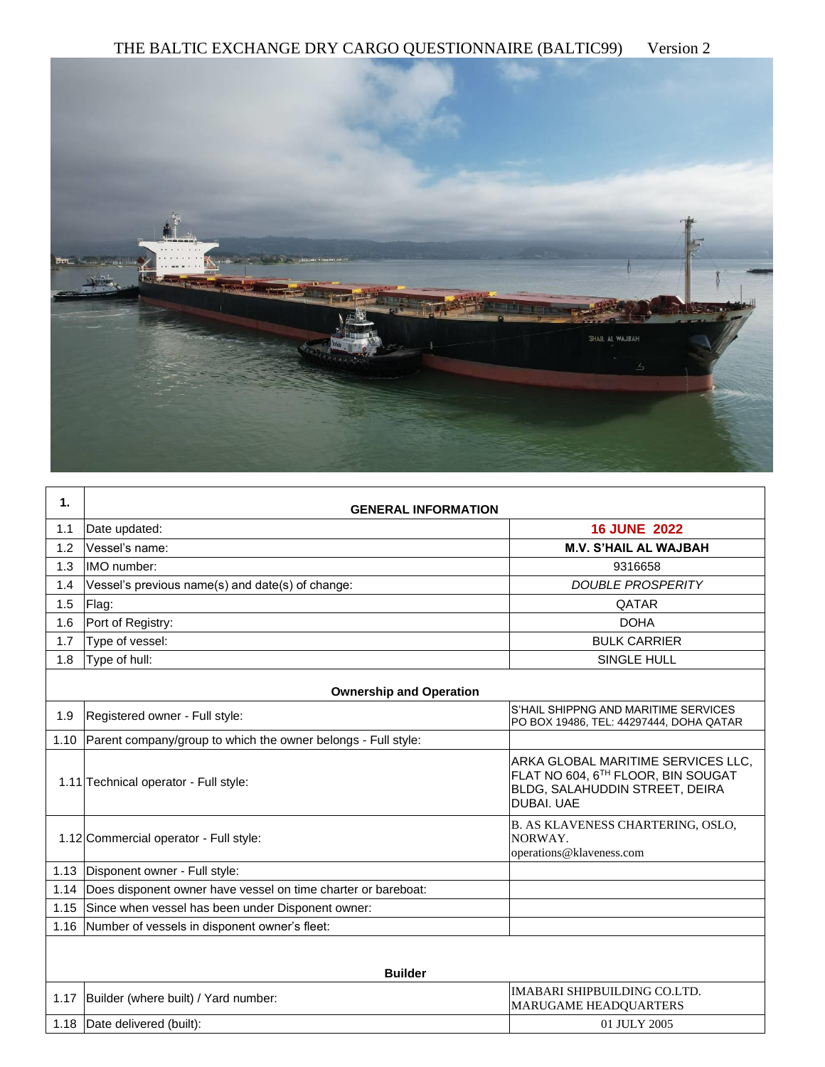# THE BALTIC EXCHANGE DRY CARGO QUESTIONNAIRE (BALTIC99) Version 2

| 1. | GENERAL INFORMATION | |
|---|---|---|
| 1.1 | Date updated: | **16 JUNE 2022** |
| 1.2 | Vessel's name: | **M.V. S'HAIL AL WAJBAH** |
| 1.3 | IMO number: | 9316658 |
| 1.4 | Vessel's previous name(s) and date(s) of change: | *DOUBLE PROSPERITY* |
| 1.5 | Flag: | QATAR |
| 1.6 | Port of Registry: | DOHA |
| 1.7 | Type of vessel: | BULK CARRIER |
| 1.8 | Type of hull: | SINGLE HULL |
| | **Ownership and Operation** | |
| 1.9 | Registered owner - Full style: | S'HAIL SHIPPNG AND MARITIME SERVICES PO BOX 19486, TEL: 44297444, DOHA QATAR |
| 1.10 | Parent company/group to which the owner belongs - Full style: | |
| 1.11 | Technical operator - Full style: | ARKA GLOBAL MARITIME SERVICES LLC, FLAT NO 604, 6TH FLOOR, BIN SOUGAT BLDG, SALAHUDDIN STREET, DEIRA DUBAI. UAE |
| 1.12 | Commercial operator - Full style: | B. AS KLAVENESS CHARTERING, OSLO, NORWAY. operations@klaveness.com |
| 1.13 | Disponent owner - Full style: | |
| 1.14 | Does disponent owner have vessel on time charter or bareboat: | |
| 1.15 | Since when vessel has been under Disponent owner: | |
| 1.16 | Number of vessels in disponent owner's fleet: | |
| | **Builder** | |
| 1.17 | Builder (where built) / Yard number: | IMABARI SHIPBUILDING CO.LTD. MARUGAME HEADQUARTERS |
| 1.18 | Date delivered (built): | 01 JULY 2005 |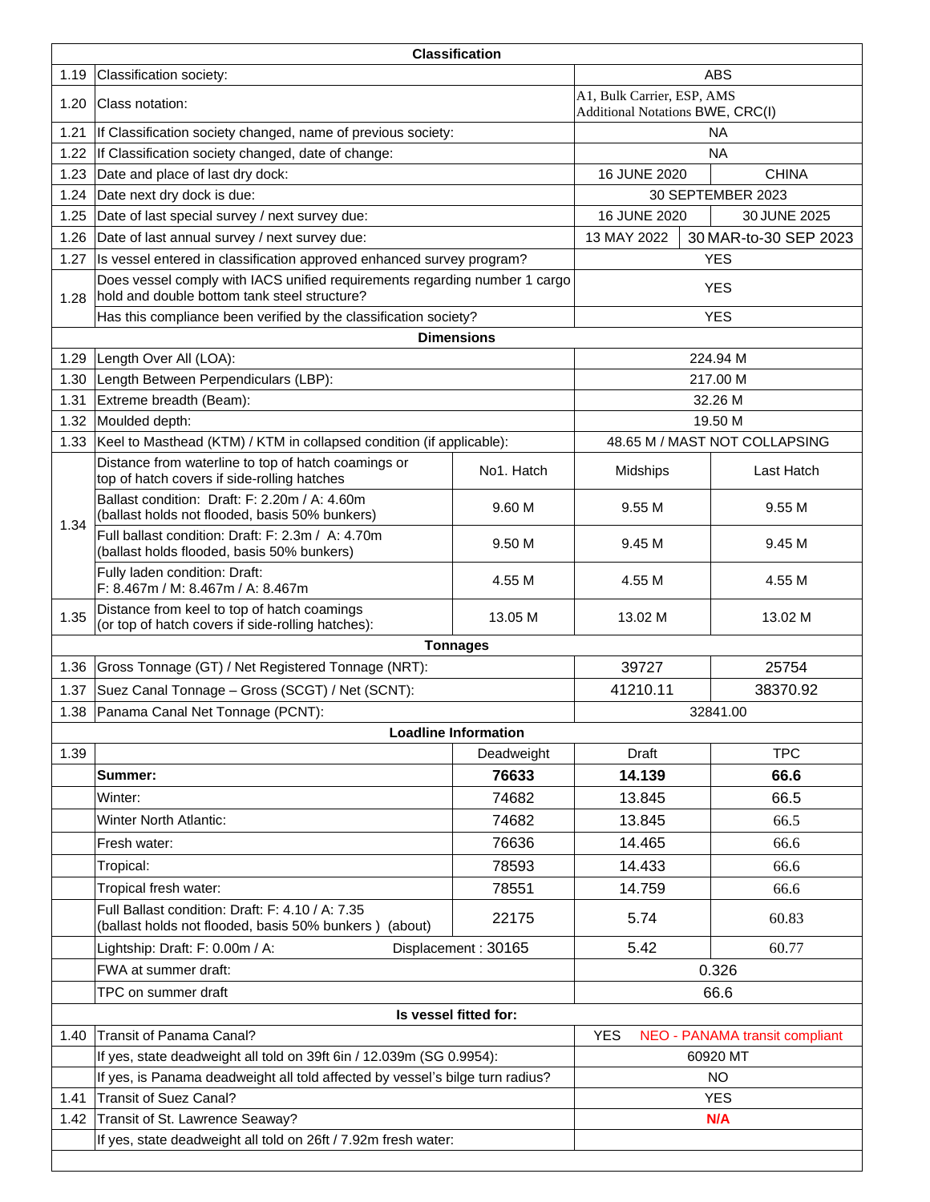| | Classification | | | |
|---|---|---|---|---|
| 1.19 | Classification society: | | ABS | |
| 1.20 | Class notation: | | A1, Bulk Carrier, ESP, AMS Additional Notations BWE, CRC(I) | |
| 1.21 | If Classification society changed, name of previous society: | | NA | |
| 1.22 | If Classification society changed, date of change: | | NA | |
| 1.23 | Date and place of last dry dock: | | 16 JUNE 2020 | CHINA |
| 1.24 | Date next dry dock is due: | | 30 SEPTEMBER 2023 | |
| 1.25 | Date of last special survey / next survey due: | | 16 JUNE 2020 | 30 JUNE 2025 |
| 1.26 | Date of last annual survey / next survey due: | | 13 MAY 2022 | 30 MAR-to-30 SEP 2023 |
| 1.27 | Is vessel entered in classification approved enhanced survey program? | | YES | |
| 1.28 | Does vessel comply with IACS unified requirements regarding number 1 cargo hold and double bottom tank steel structure? | | YES | |
| | Has this compliance been verified by the classification society? | | YES | |
| | **Dimensions** | | | |
| 1.29 | Length Over All (LOA): | | 224.94 M | |
| 1.30 | Length Between Perpendiculars (LBP): | | 217.00 M | |
| 1.31 | Extreme breadth (Beam): | | 32.26 M | |
| 1.32 | Moulded depth: | | 19.50 M | |
| 1.33 | Keel to Masthead (KTM) / KTM in collapsed condition (if applicable): | | 48.65 M / MAST NOT COLLAPSING | |
| 1.34 | Distance from waterline to top of hatch coamings or top of hatch covers if side-rolling hatches | No1. Hatch | Midships | Last Hatch |
| | Ballast condition: Draft: F: 2.20m / A: 4.60m (ballast holds not flooded, basis 50% bunkers) | 9.60 M | 9.55 M | 9.55 M |
| | Full ballast condition: Draft: F: 2.3m / A: 4.70m (ballast holds flooded, basis 50% bunkers) | 9.50 M | 9.45 M | 9.45 M |
| | Fully laden condition: Draft: F: 8.467m / M: 8.467m / A: 8.467m | 4.55 M | 4.55 M | 4.55 M |
| 1.35 | Distance from keel to top of hatch coamings (or top of hatch covers if side-rolling hatches): | 13.05 M | 13.02 M | 13.02 M |
| | **Tonnages** | | | |
| 1.36 | Gross Tonnage (GT) / Net Registered Tonnage (NRT): | | 39727 | 25754 |
| 1.37 | Suez Canal Tonnage – Gross (SCGT) / Net (SCNT): | | 41210.11 | 38370.92 |
| 1.38 | Panama Canal Net Tonnage (PCNT): | | 32841.00 | |
| | **Loadline Information** | | | |
| 1.39 | | Deadweight | Draft | TPC |
| | **Summer:** | **76633** | **14.139** | **66.6** |
| | Winter: | 74682 | 13.845 | 66.5 |
| | Winter North Atlantic: | 74682 | 13.845 | 66.5 |
| | Fresh water: | 76636 | 14.465 | 66.6 |
| | Tropical: | 78593 | 14.433 | 66.6 |
| | Tropical fresh water: | 78551 | 14.759 | 66.6 |
| | Full Ballast condition: Draft: F: 4.10 / A: 7.35 (ballast holds not flooded, basis 50% bunkers ) (about) | 22175 | 5.74 | 60.83 |
| | Lightship: Draft: F: 0.00m / A: | Displacement : 30165 | 5.42 | 60.77 |
| | FWA at summer draft: | | 0.326 | |
| | TPC on summer draft | | 66.6 | |
| | **Is vessel fitted for:** | | | |
| 1.40 | Transit of Panama Canal? | | YES NEO - PANAMA transit compliant | |
| | If yes, state deadweight all told on 39ft 6in / 12.039m (SG 0.9954): | | 60920 MT | |
| | If yes, is Panama deadweight all told affected by vessel's bilge turn radius? | | NO | |
| 1.41 | Transit of Suez Canal? | | YES | |
| 1.42 | Transit of St. Lawrence Seaway? | | N/A | |
| | If yes, state deadweight all told on 26ft / 7.92m fresh water: | | | |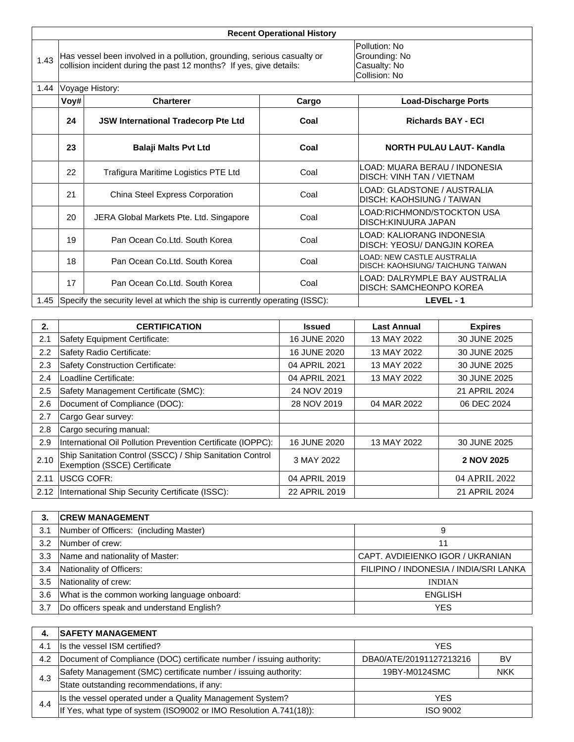| Recent Operational History | | | | |
|---|---|---|---|---|
| 1.43 | Has vessel been involved in a pollution, grounding, serious casualty or collision incident during the past 12 months? If yes, give details: | | | Pollution: No<br>Grounding: No<br>Casualty: No<br>Collision: No |
| 1.44 | Voyage History: | | | |
| | **Voy#** | **Charterer** | **Cargo** | **Load-Discharge Ports** |
| | **24** | **JSW International Tradecorp Pte Ltd** | **Coal** | **Richards BAY - ECI** |
| | **23** | **Balaji Malts Pvt Ltd** | **Coal** | **NORTH PULAU LAUT- Kandla** |
| | 22 | Trafigura Maritime Logistics PTE Ltd | Coal | LOAD: MUARA BERAU / INDONESIA<br>DISCH: VINH TAN / VIETNAM |
| | 21 | China Steel Express Corporation | Coal | LOAD: GLADSTONE / AUSTRALIA<br>DISCH: KAOHSIUNG / TAIWAN |
| | 20 | JERA Global Markets Pte. Ltd. Singapore | Coal | LOAD:RICHMOND/STOCKTON USA<br>DISCH:KINUURA JAPAN |
| | 19 | Pan Ocean Co.Ltd. South Korea | Coal | LOAD: KALIORANG INDONESIA<br>DISCH: YEOSU/ DANGJIN KOREA |
| | 18 | Pan Ocean Co.Ltd. South Korea | Coal | LOAD: NEW CASTLE AUSTRALIA<br>DISCH: KAOHSIUNG/ TAICHUNG TAIWAN |
| | 17 | Pan Ocean Co.Ltd. South Korea | Coal | LOAD: DALRYMPLE BAY AUSTRALIA<br>DISCH: SAMCHEONPO KOREA |
| 1.45 | Specify the security level at which the ship is currently operating (ISSC): | | | **LEVEL - 1** |

| 2. | CERTIFICATION | Issued | Last Annual | Expires |
|---|---|---|---|---|
| 2.1 | Safety Equipment Certificate: | 16 JUNE 2020 | 13 MAY 2022 | 30 JUNE 2025 |
| 2.2 | Safety Radio Certificate: | 16 JUNE 2020 | 13 MAY 2022 | 30 JUNE 2025 |
| 2.3 | Safety Construction Certificate: | 04 APRIL 2021 | 13 MAY 2022 | 30 JUNE 2025 |
| 2.4 | Loadline Certificate: | 04 APRIL 2021 | 13 MAY 2022 | 30 JUNE 2025 |
| 2.5 | Safety Management Certificate (SMC): | 24 NOV 2019 | | 21 APRIL 2024 |
| 2.6 | Document of Compliance (DOC): | 28 NOV 2019 | 04 MAR 2022 | 06 DEC 2024 |
| 2.7 | Cargo Gear survey: | | | |
| 2.8 | Cargo securing manual: | | | |
| 2.9 | International Oil Pollution Prevention Certificate (IOPPC): | 16 JUNE 2020 | 13 MAY 2022 | 30 JUNE 2025 |
| 2.10 | Ship Sanitation Control (SSCC) / Ship Sanitation Control Exemption (SSCE) Certificate | 3 MAY 2022 | | **2 NOV 2025** |
| 2.11 | USCG COFR: | 04 APRIL 2019 | | 04 APRIL 2022 |
| 2.12 | International Ship Security Certificate (ISSC): | 22 APRIL 2019 | | 21 APRIL 2024 |

| 3. | CREW MANAGEMENT | |
|---|---|---|
| 3.1 | Number of Officers: (including Master) | 9 |
| 3.2 | Number of crew: | 11 |
| 3.3 | Name and nationality of Master: | CAPT. AVDIEIENKO IGOR / UKRANIAN |
| 3.4 | Nationality of Officers: | FILIPINO / INDONESIA / INDIA/SRI LANKA |
| 3.5 | Nationality of crew: | INDIAN |
| 3.6 | What is the common working language onboard: | ENGLISH |
| 3.7 | Do officers speak and understand English? | YES |

| 4. | SAFETY MANAGEMENT | | |
|---|---|---|---|
| 4.1 | Is the vessel ISM certified? | YES | |
| 4.2 | Document of Compliance (DOC) certificate number / issuing authority: | DBA0/ATE/20191127213216 | BV |
| 4.3 | Safety Management (SMC) certificate number / issuing authority: | 19BY-M0124SMC | NKK |
| | State outstanding recommendations, if any: | | |
| 4.4 | Is the vessel operated under a Quality Management System? | YES | |
| | If Yes, what type of system (ISO9002 or IMO Resolution A.741(18)): | ISO 9002 | |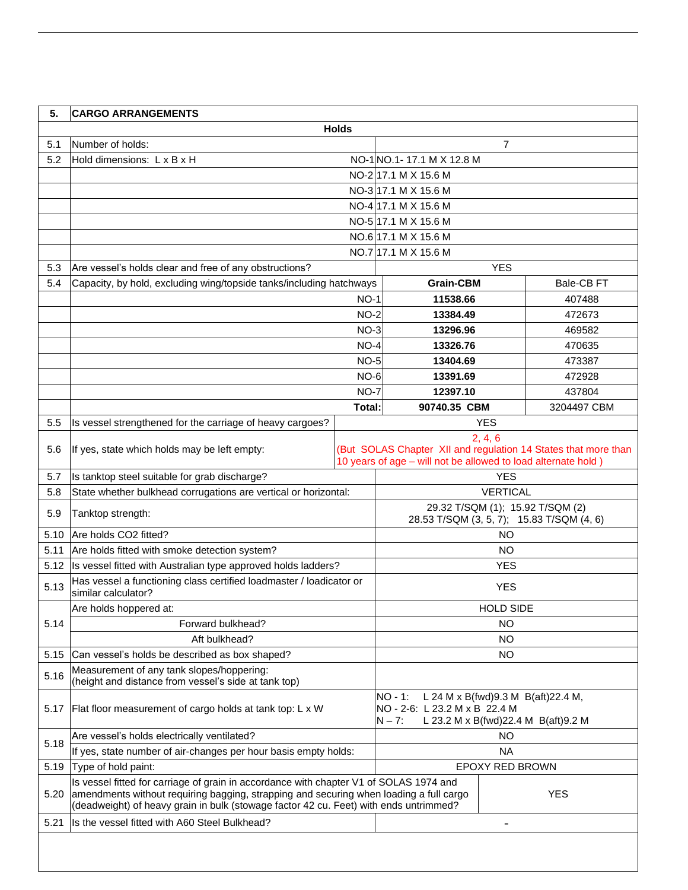| 5. | CARGO ARRANGEMENTS | | |
|---|---|---|---|
| | **Holds** | | |
| 5.1 | Number of holds: | 7 | |
| 5.2 | Hold dimensions: L x B x H NO-1 | NO.1- 17.1 M X 12.8 M | |
| | NO-2 | 17.1 M X 15.6 M | |
| | NO-3 | 17.1 M X 15.6 M | |
| | NO-4 | 17.1 M X 15.6 M | |
| | NO-5 | 17.1 M X 15.6 M | |
| | NO.6 | 17.1 M X 15.6 M | |
| | NO.7 | 17.1 M X 15.6 M | |
| 5.3 | Are vessel's holds clear and free of any obstructions? | YES | |
| 5.4 | Capacity, by hold, excluding wing/topside tanks/including hatchways | **Grain-CBM** | Bale-CB FT |
| | NO-1 | **11538.66** | 407488 |
| | NO-2 | **13384.49** | 472673 |
| | NO-3 | **13296.96** | 469582 |
| | NO-4 | **13326.76** | 470635 |
| | NO-5 | **13404.69** | 473387 |
| | NO-6 | **13391.69** | 472928 |
| | NO-7 | **12397.10** | 437804 |
| | **Total:** | **90740.35 CBM** | 3204497 CBM |
| 5.5 | Is vessel strengthened for the carriage of heavy cargoes? | YES | |
| 5.6 | If yes, state which holds may be left empty: | 2, 4, 6 (But SOLAS Chapter XII and regulation 14 States that more than 10 years of age – will not be allowed to load alternate hold ) | |
| 5.7 | Is tanktop steel suitable for grab discharge? | YES | |
| 5.8 | State whether bulkhead corrugations are vertical or horizontal: | VERTICAL | |
| 5.9 | Tanktop strength: | 29.32 T/SQM (1); 15.92 T/SQM (2) 28.53 T/SQM (3, 5, 7); 15.83 T/SQM (4, 6) | |
| 5.10 | Are holds CO2 fitted? | NO | |
| 5.11 | Are holds fitted with smoke detection system? | NO | |
| 5.12 | Is vessel fitted with Australian type approved holds ladders? | YES | |
| 5.13 | Has vessel a functioning class certified loadmaster / loadicator or similar calculator? | YES | |
| 5.14 | Are holds hoppered at: | HOLD SIDE | |
| | Forward bulkhead? | NO | |
| | Aft bulkhead? | NO | |
| 5.15 | Can vessel's holds be described as box shaped? | NO | |
| 5.16 | Measurement of any tank slopes/hoppering: (height and distance from vessel's side at tank top) | | |
| 5.17 | Flat floor measurement of cargo holds at tank top: L x W | NO - 1: L 24 M x B(fwd)9.3 M B(aft)22.4 M, NO - 2-6: L 23.2 M x B 22.4 M N – 7: L 23.2 M x B(fwd)22.4 M B(aft)9.2 M | |
| 5.18 | Are vessel's holds electrically ventilated? | NO | |
| | If yes, state number of air-changes per hour basis empty holds: | NA | |
| 5.19 | Type of hold paint: | EPOXY RED BROWN | |
| 5.20 | Is vessel fitted for carriage of grain in accordance with chapter V1 of SOLAS 1974 and amendments without requiring bagging, strapping and securing when loading a full cargo (deadweight) of heavy grain in bulk (stowage factor 42 cu. Feet) with ends untrimmed? | YES | |
| 5.21 | Is the vessel fitted with A60 Steel Bulkhead? | - | |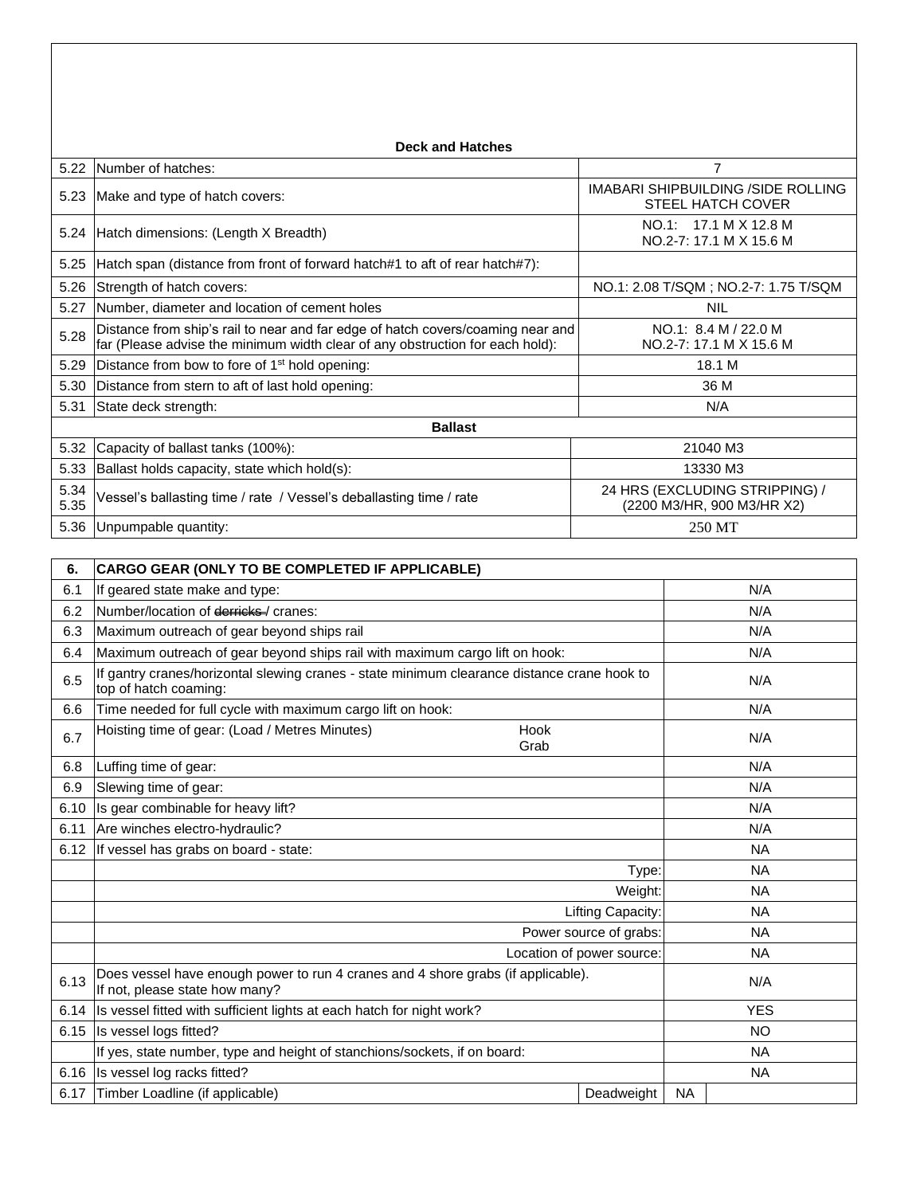## Deck and Hatches

| | | |
|---|---|---|
| 5.22 | Number of hatches: | 7 |
| 5.23 | Make and type of hatch covers: | IMABARI SHIPBUILDING /SIDE ROLLING STEEL HATCH COVER |
| 5.24 | Hatch dimensions: (Length X Breadth) | NO.1: 17.1 M X 12.8 M<br>NO.2-7: 17.1 M X 15.6 M |
| 5.25 | Hatch span (distance from front of forward hatch#1 to aft of rear hatch#7): | |
| 5.26 | Strength of hatch covers: | NO.1: 2.08 T/SQM ; NO.2-7: 1.75 T/SQM |
| 5.27 | Number, diameter and location of cement holes | NIL |
| 5.28 | Distance from ship's rail to near and far edge of hatch covers/coaming near and far (Please advise the minimum width clear of any obstruction for each hold): | NO.1: 8.4 M / 22.0 M<br>NO.2-7: 17.1 M X 15.6 M |
| 5.29 | Distance from bow to fore of 1st hold opening: | 18.1 M |
| 5.30 | Distance from stern to aft of last hold opening: | 36 M |
| 5.31 | State deck strength: | N/A |

## Ballast

| | | |
|---|---|---|
| 5.32 | Capacity of ballast tanks (100%): | 21040 M3 |
| 5.33 | Ballast holds capacity, state which hold(s): | 13330 M3 |
| 5.34<br>5.35 | Vessel's ballasting time / rate / Vessel's deballasting time / rate | 24 HRS (EXCLUDING STRIPPING) / (2200 M3/HR, 900 M3/HR X2) |
| 5.36 | Unpumpable quantity: | 250 MT |

| 6. | CARGO GEAR (ONLY TO BE COMPLETED IF APPLICABLE) | | |
|---|---|---|---|
| 6.1 | If geared state make and type: | | N/A |
| 6.2 | Number/location of ~~derricks /~~ cranes: | | N/A |
| 6.3 | Maximum outreach of gear beyond ships rail | | N/A |
| 6.4 | Maximum outreach of gear beyond ships rail with maximum cargo lift on hook: | | N/A |
| 6.5 | If gantry cranes/horizontal slewing cranes - state minimum clearance distance crane hook to top of hatch coaming: | | N/A |
| 6.6 | Time needed for full cycle with maximum cargo lift on hook: | | N/A |
| 6.7 | Hoisting time of gear: (Load / Metres Minutes) | Hook<br>Grab | N/A |
| 6.8 | Luffing time of gear: | | N/A |
| 6.9 | Slewing time of gear: | | N/A |
| 6.10 | Is gear combinable for heavy lift? | | N/A |
| 6.11 | Are winches electro-hydraulic? | | N/A |
| 6.12 | If vessel has grabs on board - state: | | NA |
| | | Type: | NA |
| | | Weight: | NA |
| | | Lifting Capacity: | NA |
| | | Power source of grabs: | NA |
| | | Location of power source: | NA |
| 6.13 | Does vessel have enough power to run 4 cranes and 4 shore grabs (if applicable). If not, please state how many? | | N/A |
| 6.14 | Is vessel fitted with sufficient lights at each hatch for night work? | | YES |
| 6.15 | Is vessel logs fitted? | | NO |
| | If yes, state number, type and height of stanchions/sockets, if on board: | | NA |
| 6.16 | Is vessel log racks fitted? | | NA |
| 6.17 | Timber Loadline (if applicable) | Deadweight | NA |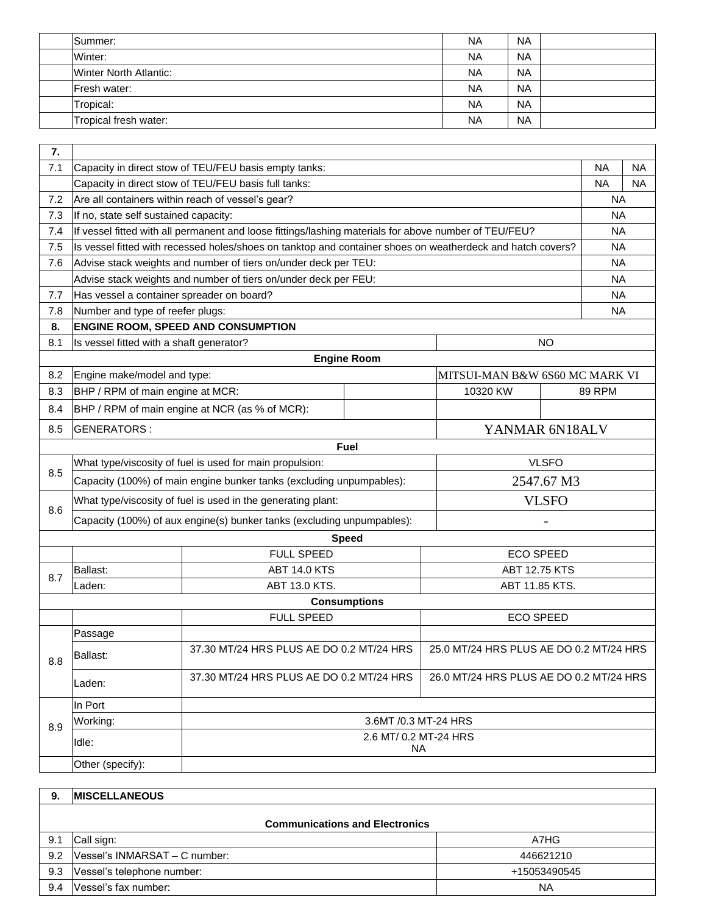| | | | | |
|---|---|---|---|---|
| | Summer: | NA | NA | |
| | Winter: | NA | NA | |
| | Winter North Atlantic: | NA | NA | |
| | Fresh water: | NA | NA | |
| | Tropical: | NA | NA | |
| | Tropical fresh water: | NA | NA | |

| **7.** | | | |
|---|---|---|---|
| 7.1 | Capacity in direct stow of TEU/FEU basis empty tanks: | NA | NA |
| | Capacity in direct stow of TEU/FEU basis full tanks: | NA | NA |
| 7.2 | Are all containers within reach of vessel's gear? | NA | |
| 7.3 | If no, state self sustained capacity: | NA | |
| 7.4 | If vessel fitted with all permanent and loose fittings/lashing materials for above number of TEU/FEU? | NA | |
| 7.5 | Is vessel fitted with recessed holes/shoes on tanktop and container shoes on weatherdeck and hatch covers? | NA | |
| 7.6 | Advise stack weights and number of tiers on/under deck per TEU: | NA | |
| | Advise stack weights and number of tiers on/under deck per FEU: | NA | |
| 7.7 | Has vessel a container spreader on board? | NA | |
| 7.8 | Number and type of reefer plugs: | NA | |

| **8.** | **ENGINE ROOM, SPEED AND CONSUMPTION** | | |
|---|---|---|---|
| 8.1 | Is vessel fitted with a shaft generator? | NO | |
| | **Engine Room** | | |
| 8.2 | Engine make/model and type: | MITSUI-MAN B&W 6S60 MC MARK VI | |
| 8.3 | BHP / RPM of main engine at MCR: | 10320 KW | 89 RPM |
| 8.4 | BHP / RPM of main engine at NCR (as % of MCR): | | |
| 8.5 | GENERATORS : | YANMAR 6N18ALV | |
| | **Fuel** | | |
| 8.5 | What type/viscosity of fuel is used for main propulsion: | VLSFO | |
| | Capacity (100%) of main engine bunker tanks (excluding unpumpables): | 2547.67 M3 | |
| 8.6 | What type/viscosity of fuel is used in the generating plant: | VLSFO | |
| | Capacity (100%) of aux engine(s) bunker tanks (excluding unpumpables): | - | |

| | **Speed** | | |
|---|---|---|---|
| | | FULL SPEED | ECO SPEED |
| 8.7 | Ballast: | ABT 14.0 KTS | ABT 12.75 KTS |
| | Laden: | ABT 13.0 KTS. | ABT 11.85 KTS. |
| | **Consumptions** | | |
| | | FULL SPEED | ECO SPEED |
| 8.8 | Passage | | |
| | Ballast: | 37.30 MT/24 HRS PLUS AE DO 0.2 MT/24 HRS | 25.0 MT/24 HRS PLUS AE DO 0.2 MT/24 HRS |
| | Laden: | 37.30 MT/24 HRS PLUS AE DO 0.2 MT/24 HRS | 26.0 MT/24 HRS PLUS AE DO 0.2 MT/24 HRS |
| 8.9 | In Port | | |
| | Working: | 3.6MT /0.3 MT-24 HRS | |
| | Idle: | 2.6 MT/ 0.2 MT-24 HRS NA | |
| | Other (specify): | | |

| **9.** | **MISCELLANEOUS** | |
|---|---|---|
| | **Communications and Electronics** | |
| 9.1 | Call sign: | A7HG |
| 9.2 | Vessel's INMARSAT – C number: | 446621210 |
| 9.3 | Vessel's telephone number: | +15053490545 |
| 9.4 | Vessel's fax number: | NA |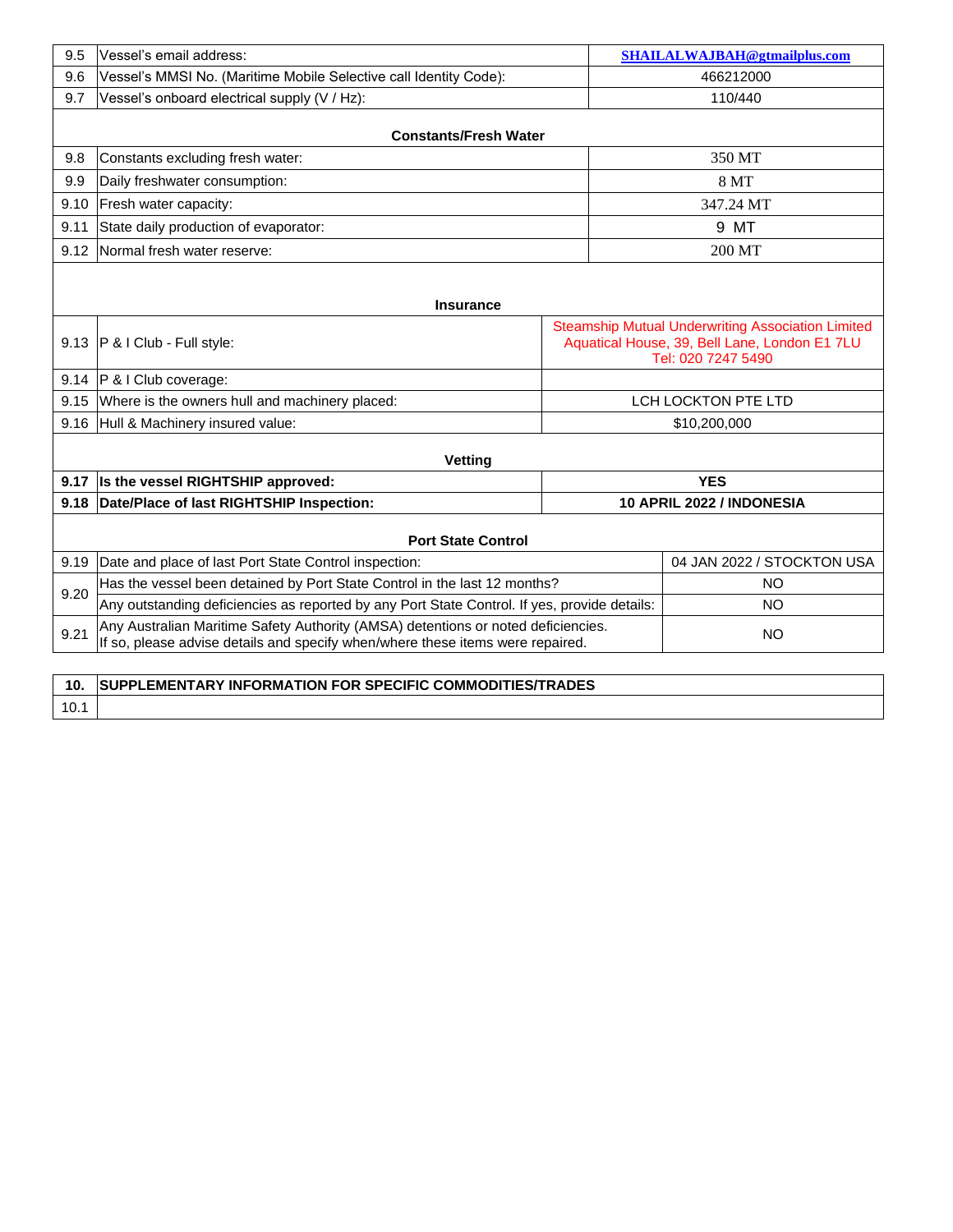| | | |
|---|---|---|
| 9.5 | Vessel's email address: | SHAILALWAJBAH@gtmailplus.com |
| 9.6 | Vessel's MMSI No. (Maritime Mobile Selective call Identity Code): | 466212000 |
| 9.7 | Vessel's onboard electrical supply (V / Hz): | 110/440 |
| | **Constants/Fresh Water** | |
| 9.8 | Constants excluding fresh water: | 350 MT |
| 9.9 | Daily freshwater consumption: | 8 MT |
| 9.10 | Fresh water capacity: | 347.24 MT |
| 9.11 | State daily production of evaporator: | 9 MT |
| 9.12 | Normal fresh water reserve: | 200 MT |
| | **Insurance** | |
| 9.13 | P & I Club - Full style: | Steamship Mutual Underwriting Association Limited Aquatical House, 39, Bell Lane, London E1 7LU Tel: 020 7247 5490 |
| 9.14 | P & I Club coverage: | |
| 9.15 | Where is the owners hull and machinery placed: | LCH LOCKTON PTE LTD |
| 9.16 | Hull & Machinery insured value: | $10,200,000 |
| | **Vetting** | |
| **9.17** | **Is the vessel RIGHTSHIP approved:** | **YES** |
| **9.18** | **Date/Place of last RIGHTSHIP Inspection:** | **10 APRIL 2022 / INDONESIA** |
| | **Port State Control** | |
| 9.19 | Date and place of last Port State Control inspection: | 04 JAN 2022 / STOCKTON USA |
| 9.20 | Has the vessel been detained by Port State Control in the last 12 months? | NO |
| | Any outstanding deficiencies as reported by any Port State Control. If yes, provide details: | NO |
| 9.21 | Any Australian Maritime Safety Authority (AMSA) detentions or noted deficiencies. If so, please advise details and specify when/where these items were repaired. | NO |

| | |
|---|---|
| **10.** | **SUPPLEMENTARY INFORMATION FOR SPECIFIC COMMODITIES/TRADES** |
| 10.1 | |